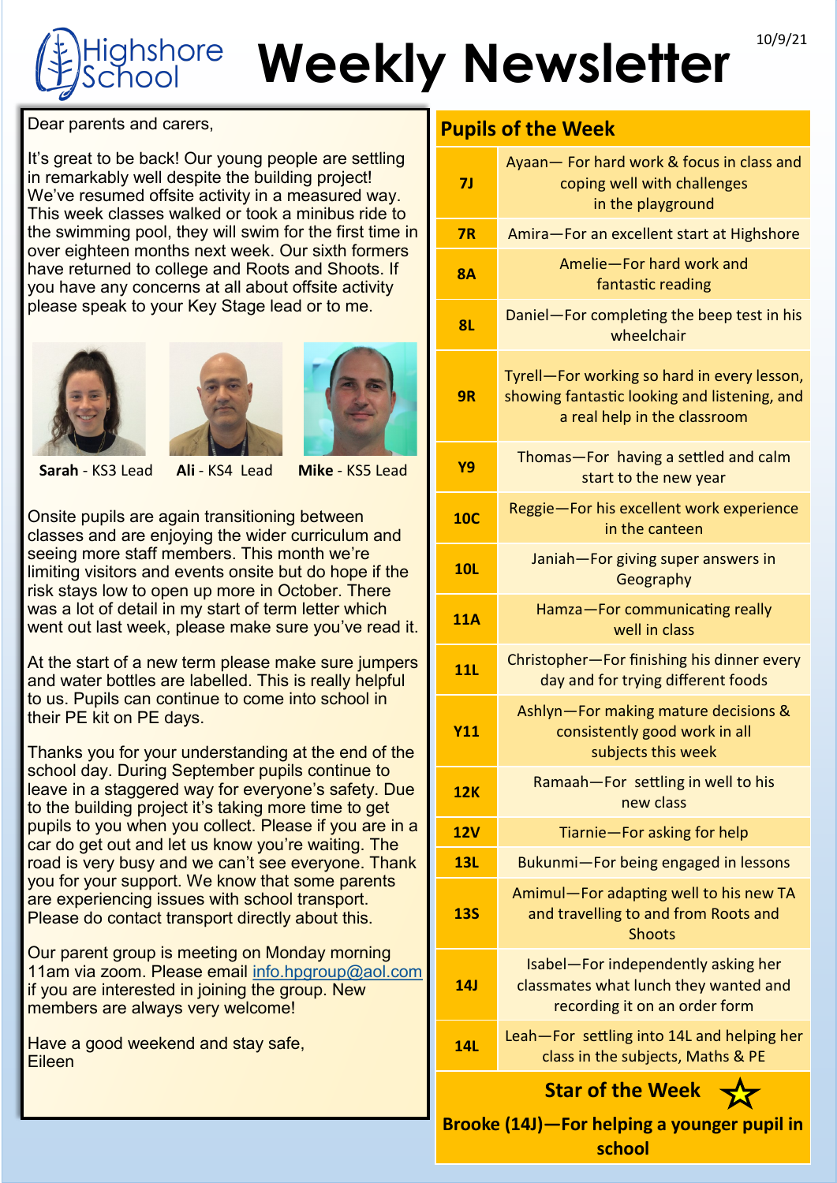Highshore School

# Weekly Newsletter

10/9/21

Dear parents and carers,

It's great to be back! Our young people are settling in remarkably well despite the building project! We've resumed offsite activity in a measured way. This week classes walked or took a minibus ride to the swimming pool, they will swim for the first time in over eighteen months next week. Our sixth formers have returned to college and Roots and Shoots. If you have any concerns at all about offsite activity please speak to your Key Stage lead or to me.

**Sarah** - KS3 Lead **Ali** - KS4 Lead **Mike** - KS5 Lead

Onsite pupils are again transitioning between classes and are enjoying the wider curriculum and seeing more staff members. This month we're limiting visitors and events onsite but do hope if the risk stays low to open up more in October. There was a lot of detail in my start of term letter which went out last week, please make sure you've read it.

At the start of a new term please make sure jumpers and water bottles are labelled. This is really helpful to us. Pupils can continue to come into school in their PE kit on PE days.

Thanks you for your understanding at the end of the school day. During September pupils continue to leave in a staggered way for everyone's safety. Due to the building project it's taking more time to get pupils to you when you collect. Please if you are in a car do get out and let us know you're waiting. The road is very busy and we can't see everyone. Thank you for your support. We know that some parents are experiencing issues with school transport. Please do contact transport directly about this.

Our parent group is meeting on Monday morning 11am via zoom. Please email info.hpgroup@aol.com if you are interested in joining the group. New members are always very welcome!

Have a good weekend and stay safe,
Eileen

## Pupils of the Week

| Class | Pupil |
|---|---|
| 7J | Ayaan— For hard work & focus in class and coping well with challenges in the playground |
| 7R | Amira—For an excellent start at Highshore |
| 8A | Amelie—For hard work and fantastic reading |
| 8L | Daniel—For completing the beep test in his wheelchair |
| 9R | Tyrell—For working so hard in every lesson, showing fantastic looking and listening, and a real help in the classroom |
| Y9 | Thomas—For having a settled and calm start to the new year |
| 10C | Reggie—For his excellent work experience in the canteen |
| 10L | Janiah—For giving super answers in Geography |
| 11A | Hamza—For communicating really well in class |
| 11L | Christopher—For finishing his dinner every day and for trying different foods |
| Y11 | Ashlyn—For making mature decisions & consistently good work in all subjects this week |
| 12K | Ramaah—For settling in well to his new class |
| 12V | Tiarnie—For asking for help |
| 13L | Bukunmi—For being engaged in lessons |
| 13S | Amimul—For adapting well to his new TA and travelling to and from Roots and Shoots |
| 14J | Isabel—For independently asking her classmates what lunch they wanted and recording it on an order form |
| 14L | Leah—For settling into 14L and helping her class in the subjects, Maths & PE |

### Star of the Week ☆

**Brooke (14J)—For helping a younger pupil in school**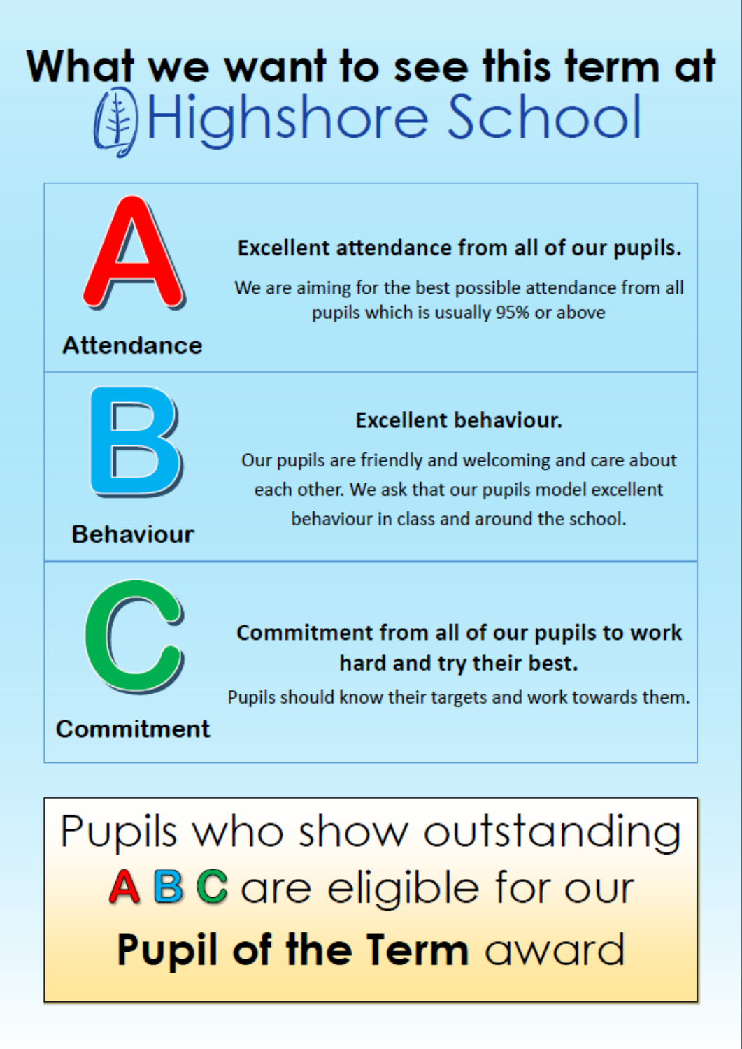# What we want to see this term at Highshore School

## A — Attendance

**Excellent attendance from all of our pupils.**

We are aiming for the best possible attendance from all pupils which is usually 95% or above

## B — Behaviour

**Excellent behaviour.**

Our pupils are friendly and welcoming and care about each other. We ask that our pupils model excellent behaviour in class and around the school.

## C — Commitment

**Commitment from all of our pupils to work hard and try their best.**

Pupils should know their targets and work towards them.

---

Pupils who show outstanding A B C are eligible for our **Pupil of the Term** award